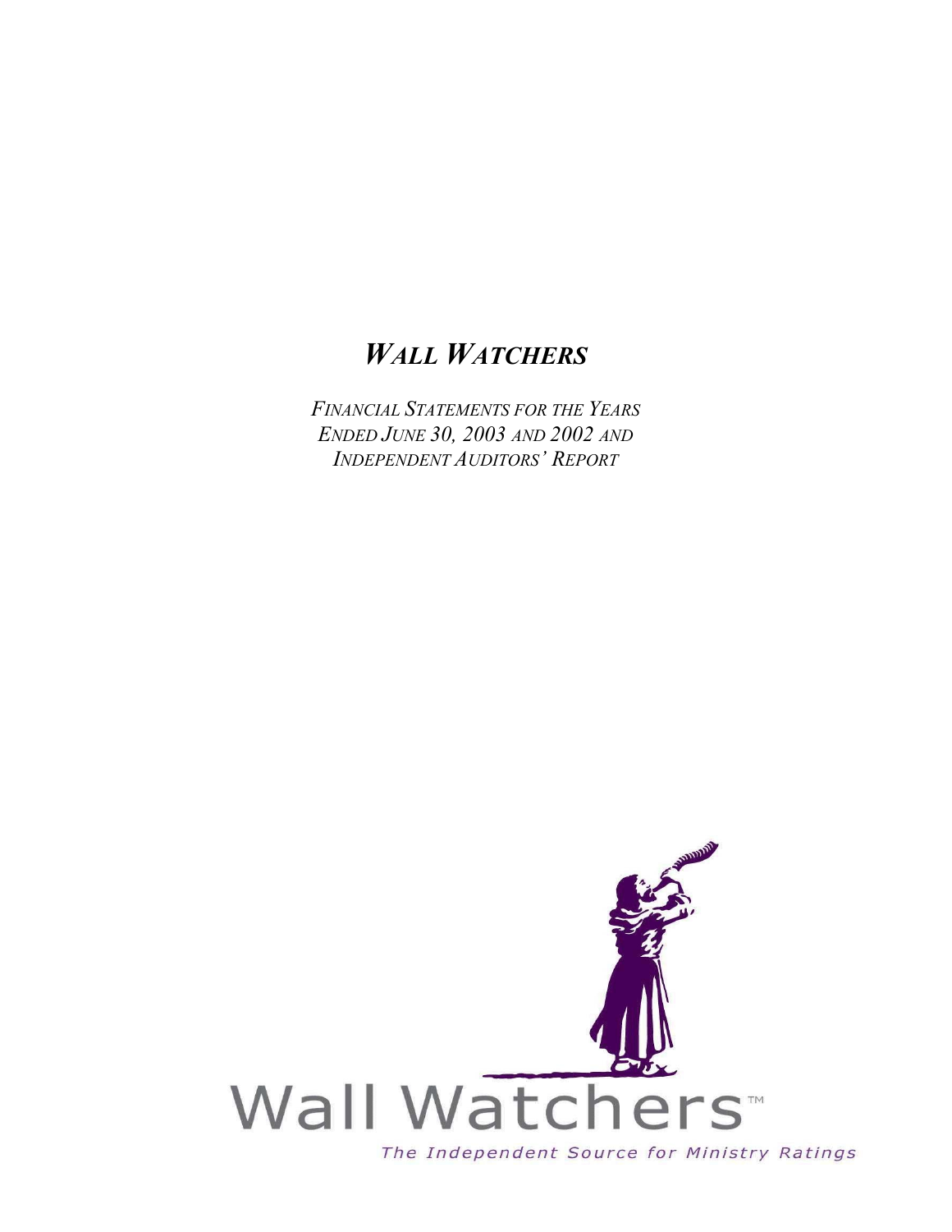# *WALL WATCHERS*

*FINANCIAL STATEMENTS FOR THE YEARS ENDED JUNE 30, 2003 AND 2002 AND INDEPENDENT AUDITORS' REPORT*

Wall Watchers™

*The Independent Source for Ministry Ratings*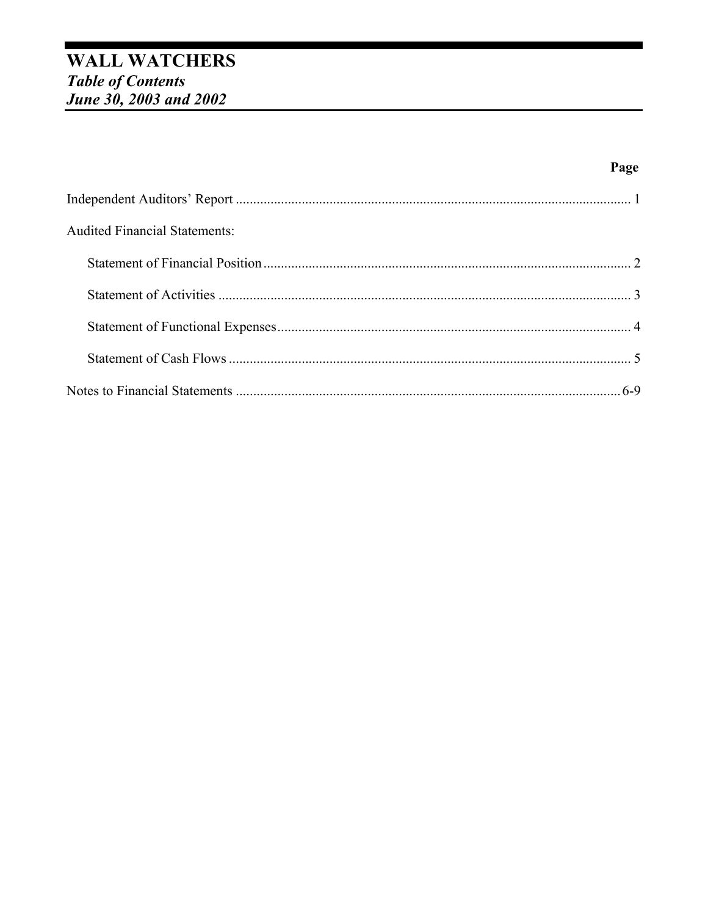# WALL WATCHERS
## *Table of Contents*
## *June 30, 2003 and 2002*

| | Page |
|---|---|
| Independent Auditors' Report | 1 |
| Audited Financial Statements: | |
| Statement of Financial Position | 2 |
| Statement of Activities | 3 |
| Statement of Functional Expenses | 4 |
| Statement of Cash Flows | 5 |
| Notes to Financial Statements | 6-9 |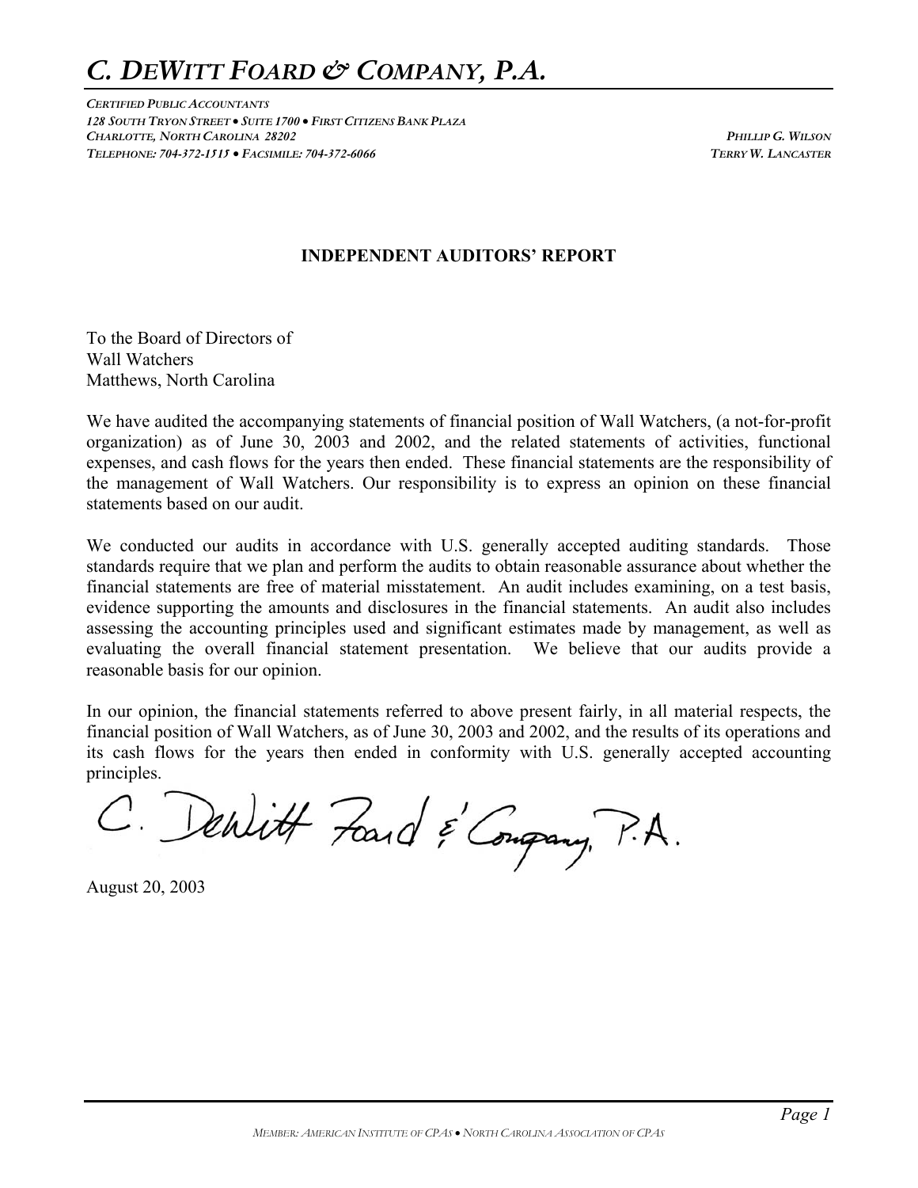# *C. DeWitt Foard & Company, P.A.*

*Certified Public Accountants*
*128 South Tryon Street • Suite 1700 • First Citizens Bank Plaza*
*Charlotte, North Carolina 28202*
*Telephone: 704-372-1515 • Facsimile: 704-372-6066*

*Phillip G. Wilson*
*Terry W. Lancaster*

## INDEPENDENT AUDITORS' REPORT

To the Board of Directors of
Wall Watchers
Matthews, North Carolina

We have audited the accompanying statements of financial position of Wall Watchers, (a not-for-profit organization) as of June 30, 2003 and 2002, and the related statements of activities, functional expenses, and cash flows for the years then ended. These financial statements are the responsibility of the management of Wall Watchers. Our responsibility is to express an opinion on these financial statements based on our audit.

We conducted our audits in accordance with U.S. generally accepted auditing standards. Those standards require that we plan and perform the audits to obtain reasonable assurance about whether the financial statements are free of material misstatement. An audit includes examining, on a test basis, evidence supporting the amounts and disclosures in the financial statements. An audit also includes assessing the accounting principles used and significant estimates made by management, as well as evaluating the overall financial statement presentation. We believe that our audits provide a reasonable basis for our opinion.

In our opinion, the financial statements referred to above present fairly, in all material respects, the financial position of Wall Watchers, as of June 30, 2003 and 2002, and the results of its operations and its cash flows for the years then ended in conformity with U.S. generally accepted accounting principles.

C. DeWitt Foard & Company, P.A.

August 20, 2003

*Member: American Institute of CPAs • North Carolina Association of CPAs*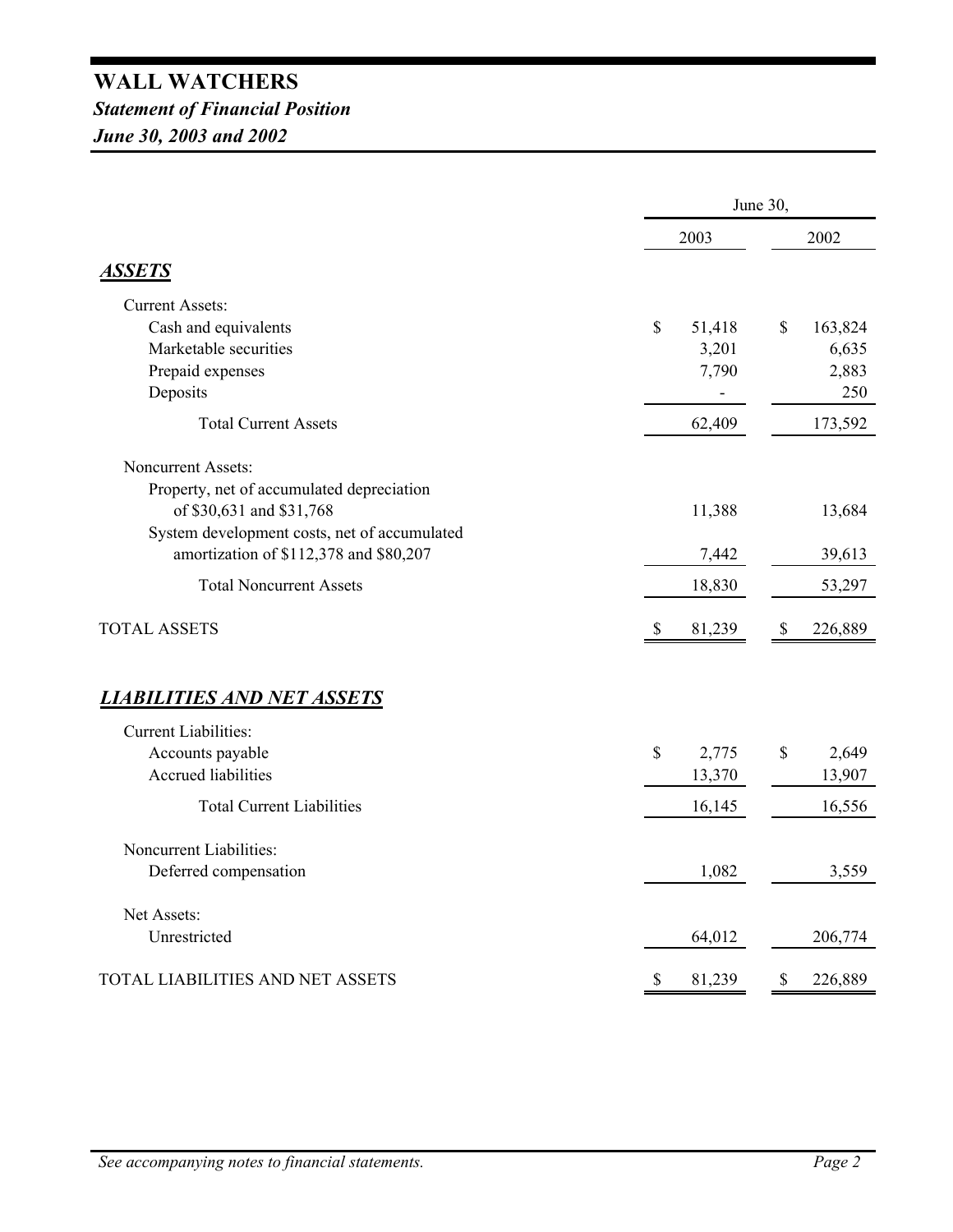# WALL WATCHERS

## *Statement of Financial Position*

## *June 30, 2003 and 2002*

| | June 30, 2003 | June 30, 2002 |
|---|---|---|
| ***ASSETS*** | | |
| Current Assets: | | |
| Cash and equivalents | $ 51,418 | $ 163,824 |
| Marketable securities | 3,201 | 6,635 |
| Prepaid expenses | 7,790 | 2,883 |
| Deposits | - | 250 |
| Total Current Assets | 62,409 | 173,592 |
| Noncurrent Assets: | | |
| Property, net of accumulated depreciation of $30,631 and $31,768 | 11,388 | 13,684 |
| System development costs, net of accumulated amortization of $112,378 and $80,207 | 7,442 | 39,613 |
| Total Noncurrent Assets | 18,830 | 53,297 |
| TOTAL ASSETS | $ 81,239 | $ 226,889 |
| ***LIABILITIES AND NET ASSETS*** | | |
| Current Liabilities: | | |
| Accounts payable | $ 2,775 | $ 2,649 |
| Accrued liabilities | 13,370 | 13,907 |
| Total Current Liabilities | 16,145 | 16,556 |
| Noncurrent Liabilities: | | |
| Deferred compensation | 1,082 | 3,559 |
| Net Assets: | | |
| Unrestricted | 64,012 | 206,774 |
| TOTAL LIABILITIES AND NET ASSETS | $ 81,239 | $ 226,889 |

*See accompanying notes to financial statements.*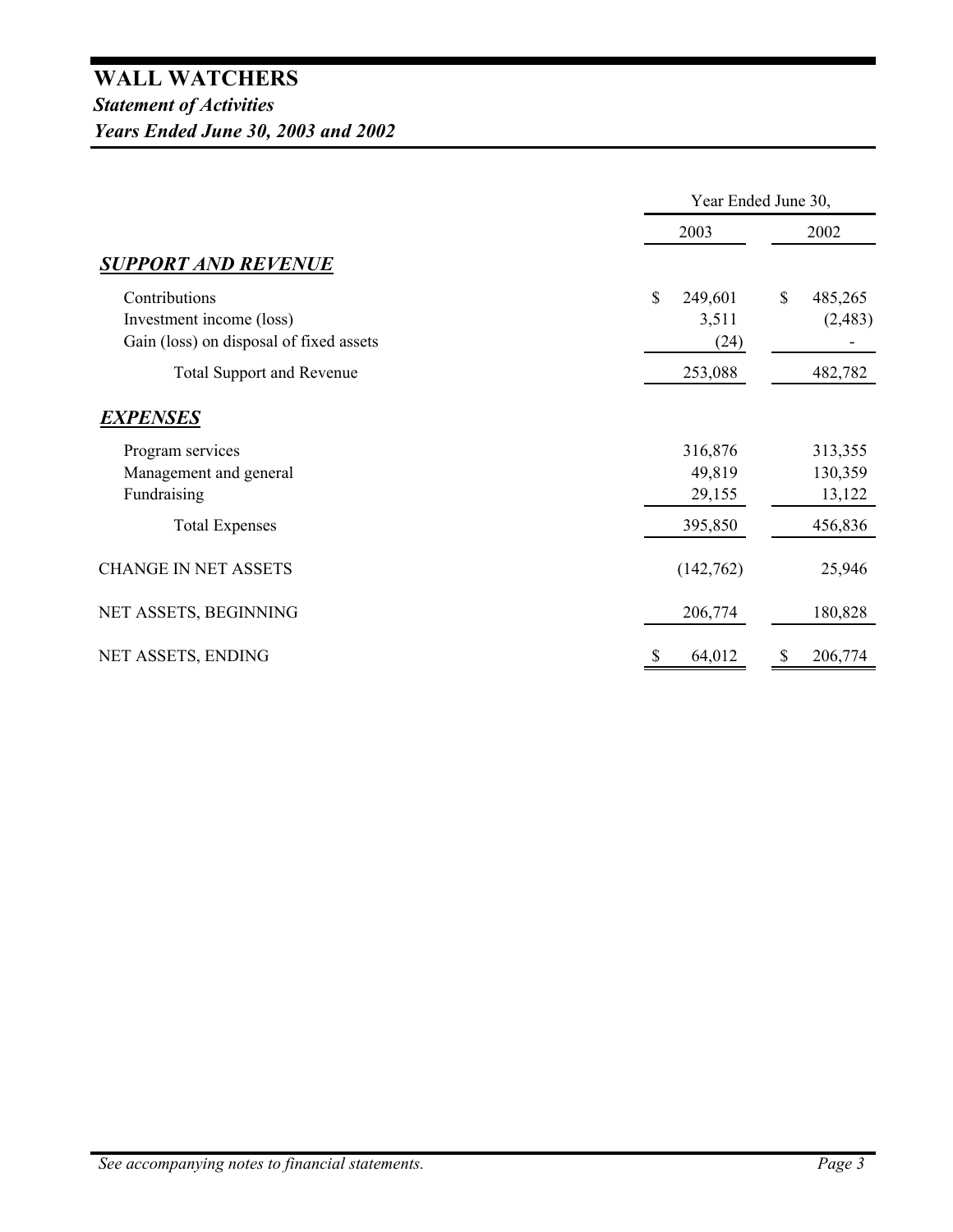# WALL WATCHERS

***Statement of Activities***

***Years Ended June 30, 2003 and 2002***

| | Year Ended June 30, | |
|---|---|---|
| | 2003 | 2002 |
| ***SUPPORT AND REVENUE*** | | |
| Contributions | $ 249,601 | $ 485,265 |
| Investment income (loss) | 3,511 | (2,483) |
| Gain (loss) on disposal of fixed assets | (24) | - |
| Total Support and Revenue | 253,088 | 482,782 |
| ***EXPENSES*** | | |
| Program services | 316,876 | 313,355 |
| Management and general | 49,819 | 130,359 |
| Fundraising | 29,155 | 13,122 |
| Total Expenses | 395,850 | 456,836 |
| CHANGE IN NET ASSETS | (142,762) | 25,946 |
| NET ASSETS, BEGINNING | 206,774 | 180,828 |
| NET ASSETS, ENDING | $ 64,012 | $ 206,774 |

*See accompanying notes to financial statements.*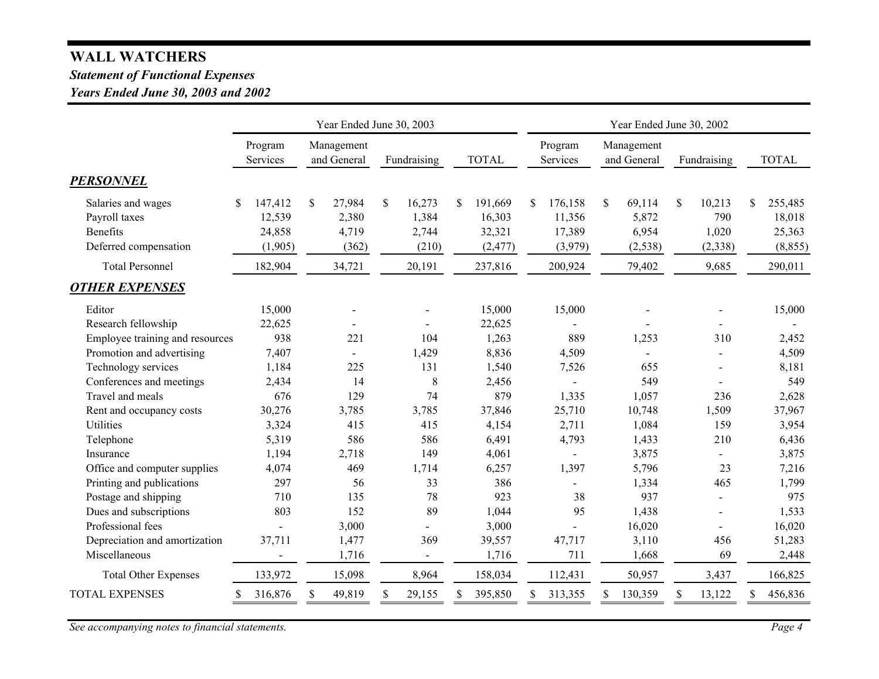# WALL WATCHERS

## *Statement of Functional Expenses*

## *Years Ended June 30, 2003 and 2002*

| | Year Ended June 30, 2003 | | | | Year Ended June 30, 2002 | | | |
|---|---|---|---|---|---|---|---|---|
| | Program Services | Management and General | Fundraising | TOTAL | Program Services | Management and General | Fundraising | TOTAL |
| ***PERSONNEL*** | | | | | | | | |
| Salaries and wages | $ 147,412 | $ 27,984 | $ 16,273 | $ 191,669 | $ 176,158 | $ 69,114 | $ 10,213 | $ 255,485 |
| Payroll taxes | 12,539 | 2,380 | 1,384 | 16,303 | 11,356 | 5,872 | 790 | 18,018 |
| Benefits | 24,858 | 4,719 | 2,744 | 32,321 | 17,389 | 6,954 | 1,020 | 25,363 |
| Deferred compensation | (1,905) | (362) | (210) | (2,477) | (3,979) | (2,538) | (2,338) | (8,855) |
| Total Personnel | 182,904 | 34,721 | 20,191 | 237,816 | 200,924 | 79,402 | 9,685 | 290,011 |
| ***OTHER EXPENSES*** | | | | | | | | |
| Editor | 15,000 | - | - | 15,000 | 15,000 | - | - | 15,000 |
| Research fellowship | 22,625 | - | - | 22,625 | - | - | - | - |
| Employee training and resources | 938 | 221 | 104 | 1,263 | 889 | 1,253 | 310 | 2,452 |
| Promotion and advertising | 7,407 | - | 1,429 | 8,836 | 4,509 | - | - | 4,509 |
| Technology services | 1,184 | 225 | 131 | 1,540 | 7,526 | 655 | - | 8,181 |
| Conferences and meetings | 2,434 | 14 | 8 | 2,456 | - | 549 | - | 549 |
| Travel and meals | 676 | 129 | 74 | 879 | 1,335 | 1,057 | 236 | 2,628 |
| Rent and occupancy costs | 30,276 | 3,785 | 3,785 | 37,846 | 25,710 | 10,748 | 1,509 | 37,967 |
| Utilities | 3,324 | 415 | 415 | 4,154 | 2,711 | 1,084 | 159 | 3,954 |
| Telephone | 5,319 | 586 | 586 | 6,491 | 4,793 | 1,433 | 210 | 6,436 |
| Insurance | 1,194 | 2,718 | 149 | 4,061 | - | 3,875 | - | 3,875 |
| Office and computer supplies | 4,074 | 469 | 1,714 | 6,257 | 1,397 | 5,796 | 23 | 7,216 |
| Printing and publications | 297 | 56 | 33 | 386 | - | 1,334 | 465 | 1,799 |
| Postage and shipping | 710 | 135 | 78 | 923 | 38 | 937 | - | 975 |
| Dues and subscriptions | 803 | 152 | 89 | 1,044 | 95 | 1,438 | - | 1,533 |
| Professional fees | - | 3,000 | - | 3,000 | - | 16,020 | - | 16,020 |
| Depreciation and amortization | 37,711 | 1,477 | 369 | 39,557 | 47,717 | 3,110 | 456 | 51,283 |
| Miscellaneous | - | 1,716 | - | 1,716 | 711 | 1,668 | 69 | 2,448 |
| Total Other Expenses | 133,972 | 15,098 | 8,964 | 158,034 | 112,431 | 50,957 | 3,437 | 166,825 |
| TOTAL EXPENSES | $ 316,876 | $ 49,819 | $ 29,155 | $ 395,850 | $ 313,355 | $ 130,359 | $ 13,122 | $ 456,836 |

*See accompanying notes to financial statements.*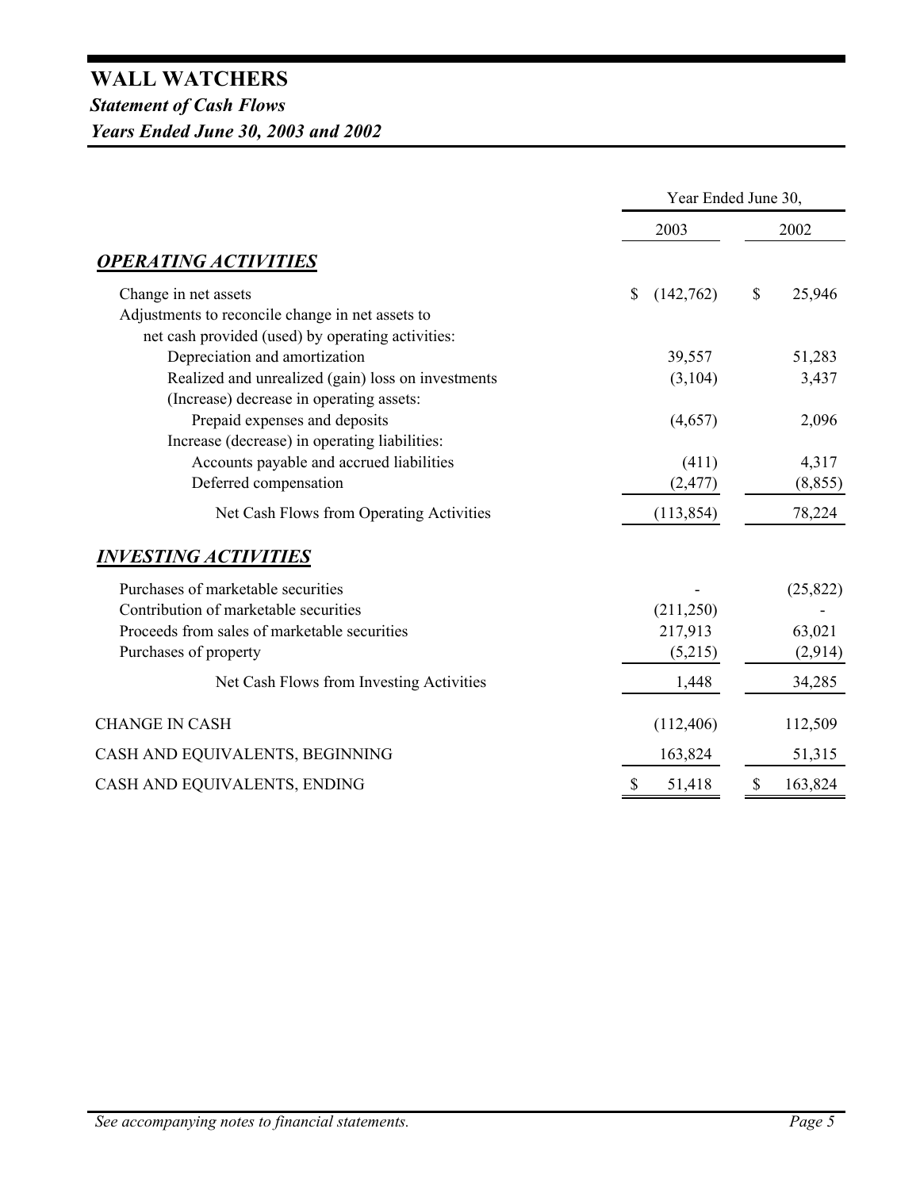# WALL WATCHERS

## *Statement of Cash Flows*

## *Years Ended June 30, 2003 and 2002*

| | Year Ended June 30, | |
|---|---|---|
| | 2003 | 2002 |
| ***OPERATING ACTIVITIES*** | | |
| Change in net assets | $ (142,762) | $ 25,946 |
| Adjustments to reconcile change in net assets to net cash provided (used) by operating activities: | | |
| Depreciation and amortization | 39,557 | 51,283 |
| Realized and unrealized (gain) loss on investments | (3,104) | 3,437 |
| (Increase) decrease in operating assets: | | |
| Prepaid expenses and deposits | (4,657) | 2,096 |
| Increase (decrease) in operating liabilities: | | |
| Accounts payable and accrued liabilities | (411) | 4,317 |
| Deferred compensation | (2,477) | (8,855) |
| Net Cash Flows from Operating Activities | (113,854) | 78,224 |
| ***INVESTING ACTIVITIES*** | | |
| Purchases of marketable securities | - | (25,822) |
| Contribution of marketable securities | (211,250) | - |
| Proceeds from sales of marketable securities | 217,913 | 63,021 |
| Purchases of property | (5,215) | (2,914) |
| Net Cash Flows from Investing Activities | 1,448 | 34,285 |
| CHANGE IN CASH | (112,406) | 112,509 |
| CASH AND EQUIVALENTS, BEGINNING | 163,824 | 51,315 |
| CASH AND EQUIVALENTS, ENDING | $ 51,418 | $ 163,824 |

*See accompanying notes to financial statements.*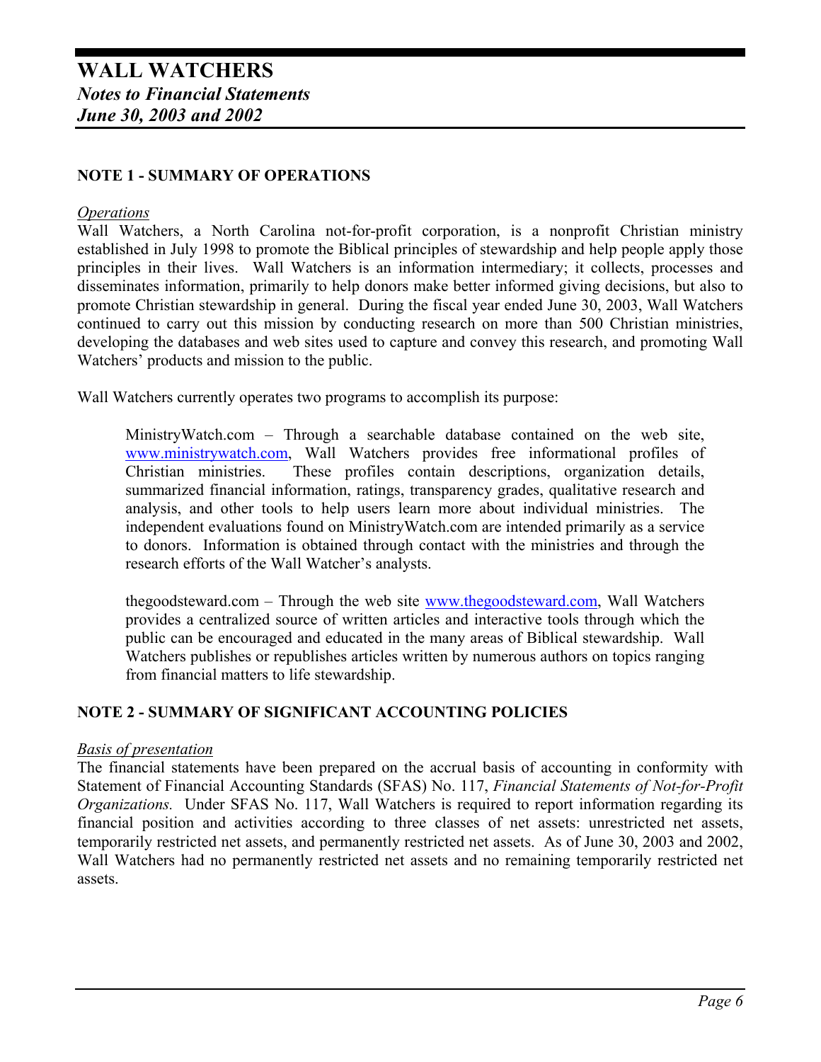# WALL WATCHERS

***Notes to Financial Statements***

***June 30, 2003 and 2002***

## NOTE 1 - SUMMARY OF OPERATIONS

*Operations*

Wall Watchers, a North Carolina not-for-profit corporation, is a nonprofit Christian ministry established in July 1998 to promote the Biblical principles of stewardship and help people apply those principles in their lives. Wall Watchers is an information intermediary; it collects, processes and disseminates information, primarily to help donors make better informed giving decisions, but also to promote Christian stewardship in general. During the fiscal year ended June 30, 2003, Wall Watchers continued to carry out this mission by conducting research on more than 500 Christian ministries, developing the databases and web sites used to capture and convey this research, and promoting Wall Watchers' products and mission to the public.

Wall Watchers currently operates two programs to accomplish its purpose:

> MinistryWatch.com – Through a searchable database contained on the web site, www.ministrywatch.com, Wall Watchers provides free informational profiles of Christian ministries. These profiles contain descriptions, organization details, summarized financial information, ratings, transparency grades, qualitative research and analysis, and other tools to help users learn more about individual ministries. The independent evaluations found on MinistryWatch.com are intended primarily as a service to donors. Information is obtained through contact with the ministries and through the research efforts of the Wall Watcher's analysts.
>
> thegoodsteward.com – Through the web site www.thegoodsteward.com, Wall Watchers provides a centralized source of written articles and interactive tools through which the public can be encouraged and educated in the many areas of Biblical stewardship. Wall Watchers publishes or republishes articles written by numerous authors on topics ranging from financial matters to life stewardship.

## NOTE 2 - SUMMARY OF SIGNIFICANT ACCOUNTING POLICIES

*Basis of presentation*

The financial statements have been prepared on the accrual basis of accounting in conformity with Statement of Financial Accounting Standards (SFAS) No. 117, *Financial Statements of Not-for-Profit Organizations.* Under SFAS No. 117, Wall Watchers is required to report information regarding its financial position and activities according to three classes of net assets: unrestricted net assets, temporarily restricted net assets, and permanently restricted net assets. As of June 30, 2003 and 2002, Wall Watchers had no permanently restricted net assets and no remaining temporarily restricted net assets.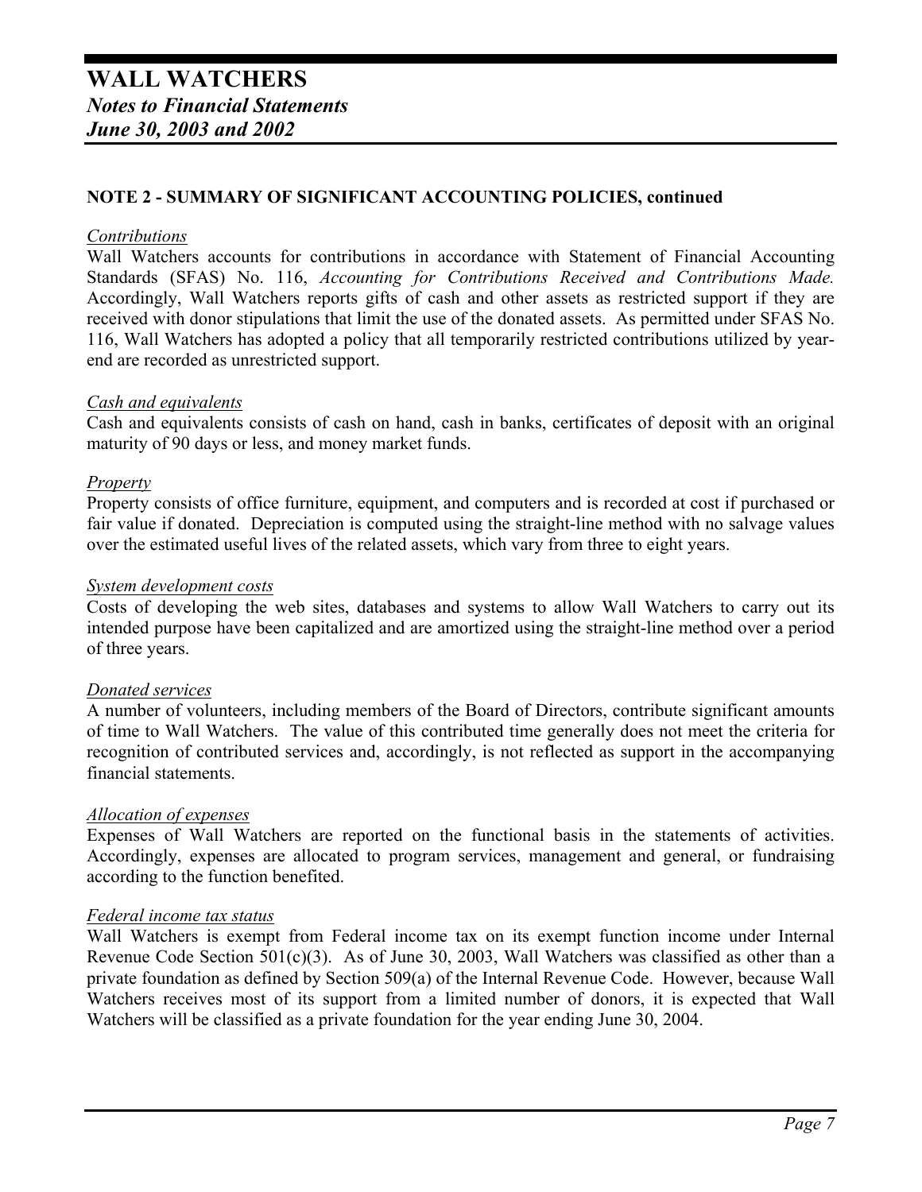# WALL WATCHERS
***Notes to Financial Statements***
***June 30, 2003 and 2002***

## NOTE 2 - SUMMARY OF SIGNIFICANT ACCOUNTING POLICIES, continued

<u>*Contributions*</u>

Wall Watchers accounts for contributions in accordance with Statement of Financial Accounting Standards (SFAS) No. 116, *Accounting for Contributions Received and Contributions Made.* Accordingly, Wall Watchers reports gifts of cash and other assets as restricted support if they are received with donor stipulations that limit the use of the donated assets. As permitted under SFAS No. 116, Wall Watchers has adopted a policy that all temporarily restricted contributions utilized by year-end are recorded as unrestricted support.

<u>*Cash and equivalents*</u>

Cash and equivalents consists of cash on hand, cash in banks, certificates of deposit with an original maturity of 90 days or less, and money market funds.

<u>*Property*</u>

Property consists of office furniture, equipment, and computers and is recorded at cost if purchased or fair value if donated. Depreciation is computed using the straight-line method with no salvage values over the estimated useful lives of the related assets, which vary from three to eight years.

<u>*System development costs*</u>

Costs of developing the web sites, databases and systems to allow Wall Watchers to carry out its intended purpose have been capitalized and are amortized using the straight-line method over a period of three years.

<u>*Donated services*</u>

A number of volunteers, including members of the Board of Directors, contribute significant amounts of time to Wall Watchers. The value of this contributed time generally does not meet the criteria for recognition of contributed services and, accordingly, is not reflected as support in the accompanying financial statements.

<u>*Allocation of expenses*</u>

Expenses of Wall Watchers are reported on the functional basis in the statements of activities. Accordingly, expenses are allocated to program services, management and general, or fundraising according to the function benefited.

<u>*Federal income tax status*</u>

Wall Watchers is exempt from Federal income tax on its exempt function income under Internal Revenue Code Section 501(c)(3). As of June 30, 2003, Wall Watchers was classified as other than a private foundation as defined by Section 509(a) of the Internal Revenue Code. However, because Wall Watchers receives most of its support from a limited number of donors, it is expected that Wall Watchers will be classified as a private foundation for the year ending June 30, 2004.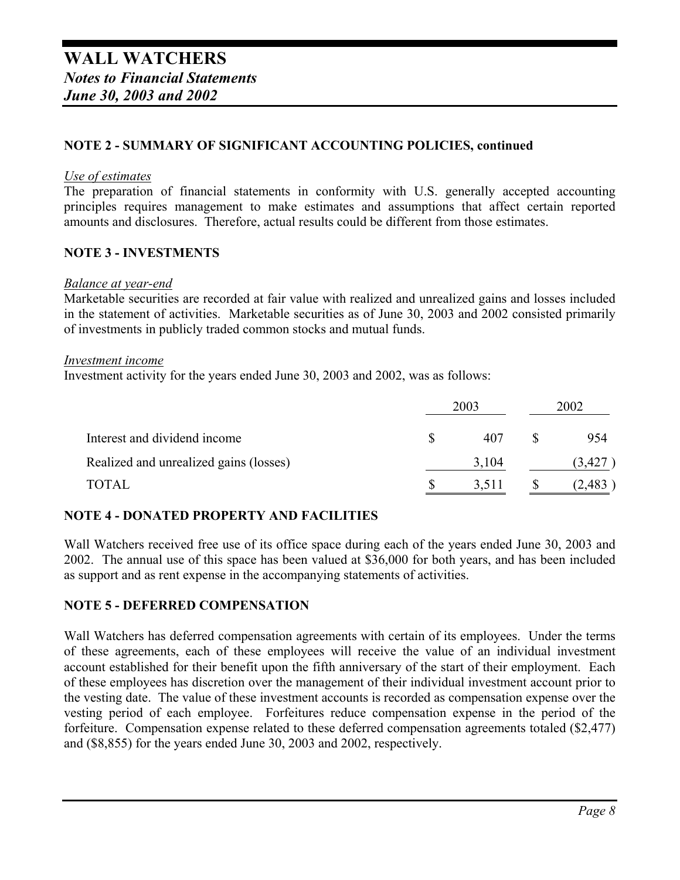## NOTE 2 - SUMMARY OF SIGNIFICANT ACCOUNTING POLICIES, continued

*Use of estimates*

The preparation of financial statements in conformity with U.S. generally accepted accounting principles requires management to make estimates and assumptions that affect certain reported amounts and disclosures. Therefore, actual results could be different from those estimates.

## NOTE 3 - INVESTMENTS

*Balance at year-end*

Marketable securities are recorded at fair value with realized and unrealized gains and losses included in the statement of activities. Marketable securities as of June 30, 2003 and 2002 consisted primarily of investments in publicly traded common stocks and mutual funds.

*Investment income*

Investment activity for the years ended June 30, 2003 and 2002, was as follows:

| | 2003 | 2002 |
|---|---|---|
| Interest and dividend income | $ 407 | $ 954 |
| Realized and unrealized gains (losses) | 3,104 | (3,427 ) |
| TOTAL | $ 3,511 | $ (2,483 ) |

## NOTE 4 - DONATED PROPERTY AND FACILITIES

Wall Watchers received free use of its office space during each of the years ended June 30, 2003 and 2002. The annual use of this space has been valued at $36,000 for both years, and has been included as support and as rent expense in the accompanying statements of activities.

## NOTE 5 - DEFERRED COMPENSATION

Wall Watchers has deferred compensation agreements with certain of its employees. Under the terms of these agreements, each of these employees will receive the value of an individual investment account established for their benefit upon the fifth anniversary of the start of their employment. Each of these employees has discretion over the management of their individual investment account prior to the vesting date. The value of these investment accounts is recorded as compensation expense over the vesting period of each employee. Forfeitures reduce compensation expense in the period of the forfeiture. Compensation expense related to these deferred compensation agreements totaled ($2,477) and ($8,855) for the years ended June 30, 2003 and 2002, respectively.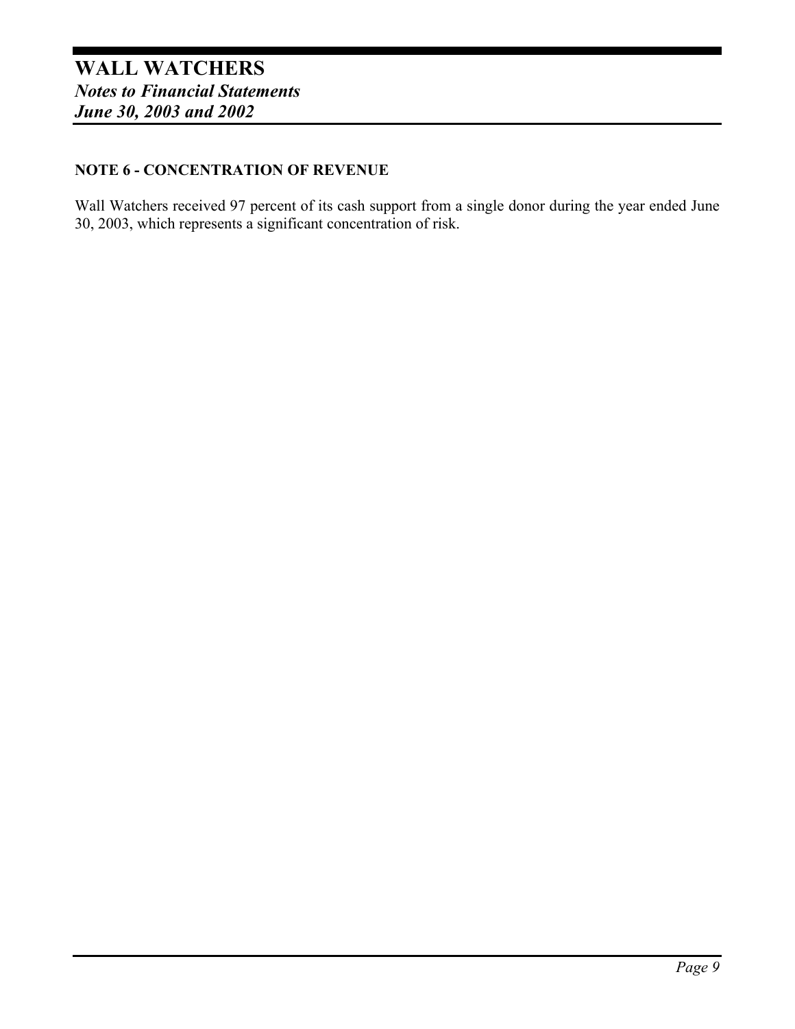## NOTE 6 - CONCENTRATION OF REVENUE

Wall Watchers received 97 percent of its cash support from a single donor during the year ended June 30, 2003, which represents a significant concentration of risk.